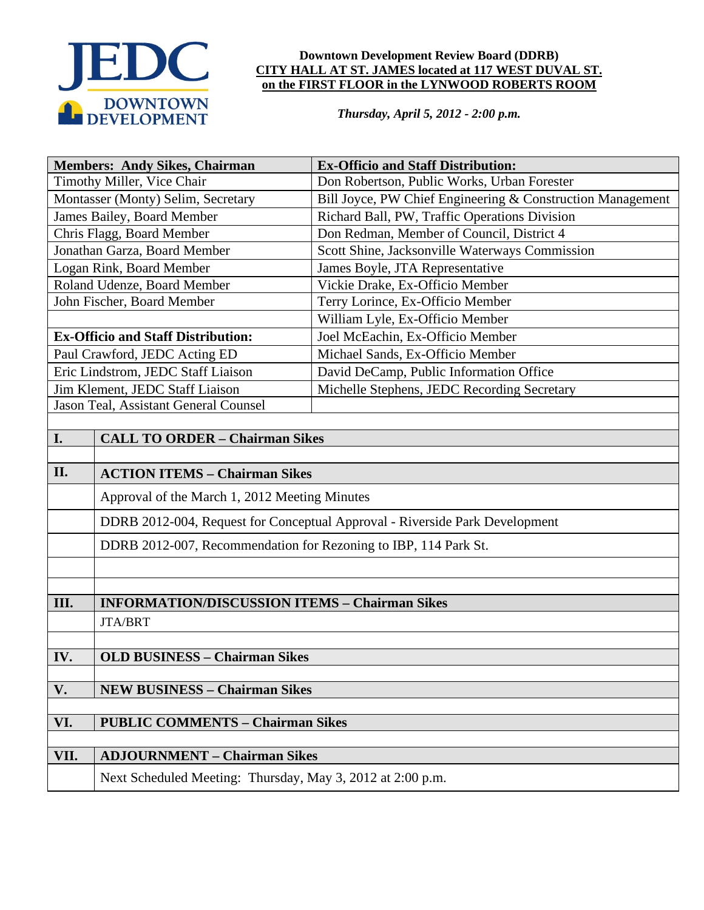JEDC DOWNTOWN DEVELOPMENT

**Downtown Development Review Board (DDRB)**
**CITY HALL AT ST. JAMES located at 117 WEST DUVAL ST.**
**on the FIRST FLOOR in the LYNWOOD ROBERTS ROOM**

***Thursday, April 5, 2012 - 2:00 p.m.***

| **Members: Andy Sikes, Chairman** | **Ex-Officio and Staff Distribution:** |
|---|---|
| Timothy Miller, Vice Chair | Don Robertson, Public Works, Urban Forester |
| Montasser (Monty) Selim, Secretary | Bill Joyce, PW Chief Engineering & Construction Management |
| James Bailey, Board Member | Richard Ball, PW, Traffic Operations Division |
| Chris Flagg, Board Member | Don Redman, Member of Council, District 4 |
| Jonathan Garza, Board Member | Scott Shine, Jacksonville Waterways Commission |
| Logan Rink, Board Member | James Boyle, JTA Representative |
| Roland Udenze, Board Member | Vickie Drake, Ex-Officio Member |
| John Fischer, Board Member | Terry Lorince, Ex-Officio Member |
| | William Lyle, Ex-Officio Member |
| **Ex-Officio and Staff Distribution:** | Joel McEachin, Ex-Officio Member |
| Paul Crawford, JEDC Acting ED | Michael Sands, Ex-Officio Member |
| Eric Lindstrom, JEDC Staff Liaison | David DeCamp, Public Information Office |
| Jim Klement, JEDC Staff Liaison | Michelle Stephens, JEDC Recording Secretary |
| Jason Teal, Assistant General Counsel | |

| | |
|---|---|
| **I.** | **CALL TO ORDER – Chairman Sikes** |
| | |
| **II.** | **ACTION ITEMS – Chairman Sikes** |
| | Approval of the March 1, 2012 Meeting Minutes |
| | DDRB 2012-004, Request for Conceptual Approval - Riverside Park Development |
| | DDRB 2012-007, Recommendation for Rezoning to IBP, 114 Park St. |
| | |
| | |
| **III.** | **INFORMATION/DISCUSSION ITEMS – Chairman Sikes** |
| | JTA/BRT |
| | |
| **IV.** | **OLD BUSINESS – Chairman Sikes** |
| | |
| **V.** | **NEW BUSINESS – Chairman Sikes** |
| | |
| **VI.** | **PUBLIC COMMENTS – Chairman Sikes** |
| | |
| **VII.** | **ADJOURNMENT – Chairman Sikes** |
| | Next Scheduled Meeting: Thursday, May 3, 2012 at 2:00 p.m. |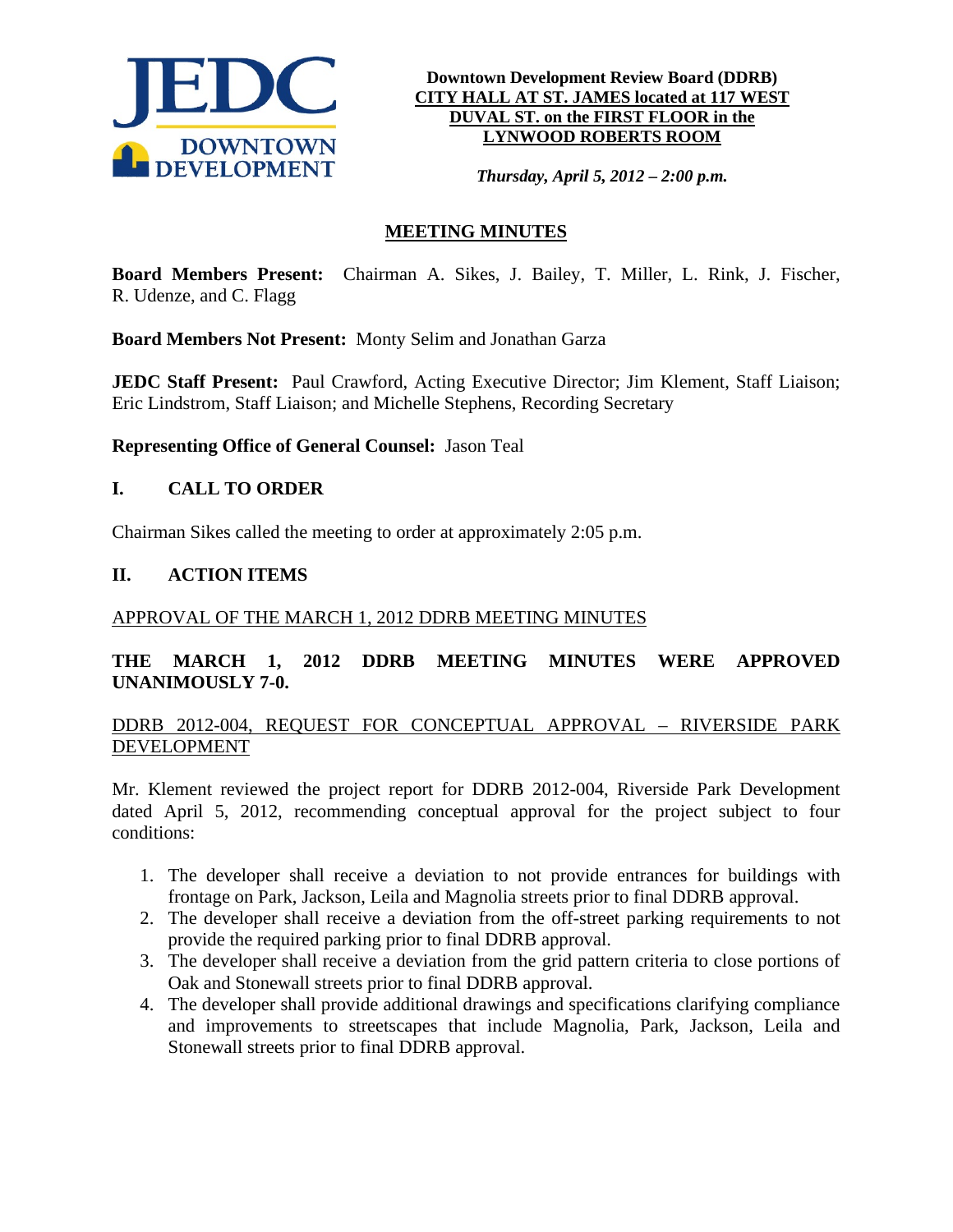**Downtown Development Review Board (DDRB)**
**CITY HALL AT ST. JAMES located at 117 WEST DUVAL ST. on the FIRST FLOOR in the LYNWOOD ROBERTS ROOM**

***Thursday, April 5, 2012 – 2:00 p.m.***

# MEETING MINUTES

**Board Members Present:** Chairman A. Sikes, J. Bailey, T. Miller, L. Rink, J. Fischer, R. Udenze, and C. Flagg

**Board Members Not Present:** Monty Selim and Jonathan Garza

**JEDC Staff Present:** Paul Crawford, Acting Executive Director; Jim Klement, Staff Liaison; Eric Lindstrom, Staff Liaison; and Michelle Stephens, Recording Secretary

**Representing Office of General Counsel:** Jason Teal

## I. CALL TO ORDER

Chairman Sikes called the meeting to order at approximately 2:05 p.m.

## II. ACTION ITEMS

APPROVAL OF THE MARCH 1, 2012 DDRB MEETING MINUTES

**THE MARCH 1, 2012 DDRB MEETING MINUTES WERE APPROVED UNANIMOUSLY 7-0.**

DDRB 2012-004, REQUEST FOR CONCEPTUAL APPROVAL – RIVERSIDE PARK DEVELOPMENT

Mr. Klement reviewed the project report for DDRB 2012-004, Riverside Park Development dated April 5, 2012, recommending conceptual approval for the project subject to four conditions:

1. The developer shall receive a deviation to not provide entrances for buildings with frontage on Park, Jackson, Leila and Magnolia streets prior to final DDRB approval.
2. The developer shall receive a deviation from the off-street parking requirements to not provide the required parking prior to final DDRB approval.
3. The developer shall receive a deviation from the grid pattern criteria to close portions of Oak and Stonewall streets prior to final DDRB approval.
4. The developer shall provide additional drawings and specifications clarifying compliance and improvements to streetscapes that include Magnolia, Park, Jackson, Leila and Stonewall streets prior to final DDRB approval.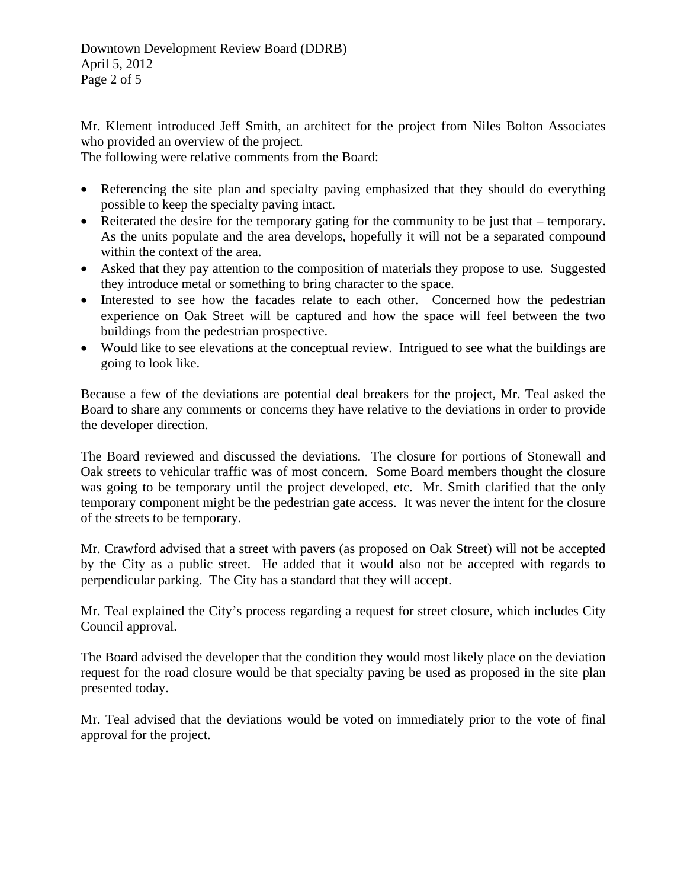Mr. Klement introduced Jeff Smith, an architect for the project from Niles Bolton Associates who provided an overview of the project.
The following were relative comments from the Board:

- Referencing the site plan and specialty paving emphasized that they should do everything possible to keep the specialty paving intact.
- Reiterated the desire for the temporary gating for the community to be just that – temporary. As the units populate and the area develops, hopefully it will not be a separated compound within the context of the area.
- Asked that they pay attention to the composition of materials they propose to use. Suggested they introduce metal or something to bring character to the space.
- Interested to see how the facades relate to each other. Concerned how the pedestrian experience on Oak Street will be captured and how the space will feel between the two buildings from the pedestrian prospective.
- Would like to see elevations at the conceptual review. Intrigued to see what the buildings are going to look like.

Because a few of the deviations are potential deal breakers for the project, Mr. Teal asked the Board to share any comments or concerns they have relative to the deviations in order to provide the developer direction.

The Board reviewed and discussed the deviations. The closure for portions of Stonewall and Oak streets to vehicular traffic was of most concern. Some Board members thought the closure was going to be temporary until the project developed, etc. Mr. Smith clarified that the only temporary component might be the pedestrian gate access. It was never the intent for the closure of the streets to be temporary.

Mr. Crawford advised that a street with pavers (as proposed on Oak Street) will not be accepted by the City as a public street. He added that it would also not be accepted with regards to perpendicular parking. The City has a standard that they will accept.

Mr. Teal explained the City's process regarding a request for street closure, which includes City Council approval.

The Board advised the developer that the condition they would most likely place on the deviation request for the road closure would be that specialty paving be used as proposed in the site plan presented today.

Mr. Teal advised that the deviations would be voted on immediately prior to the vote of final approval for the project.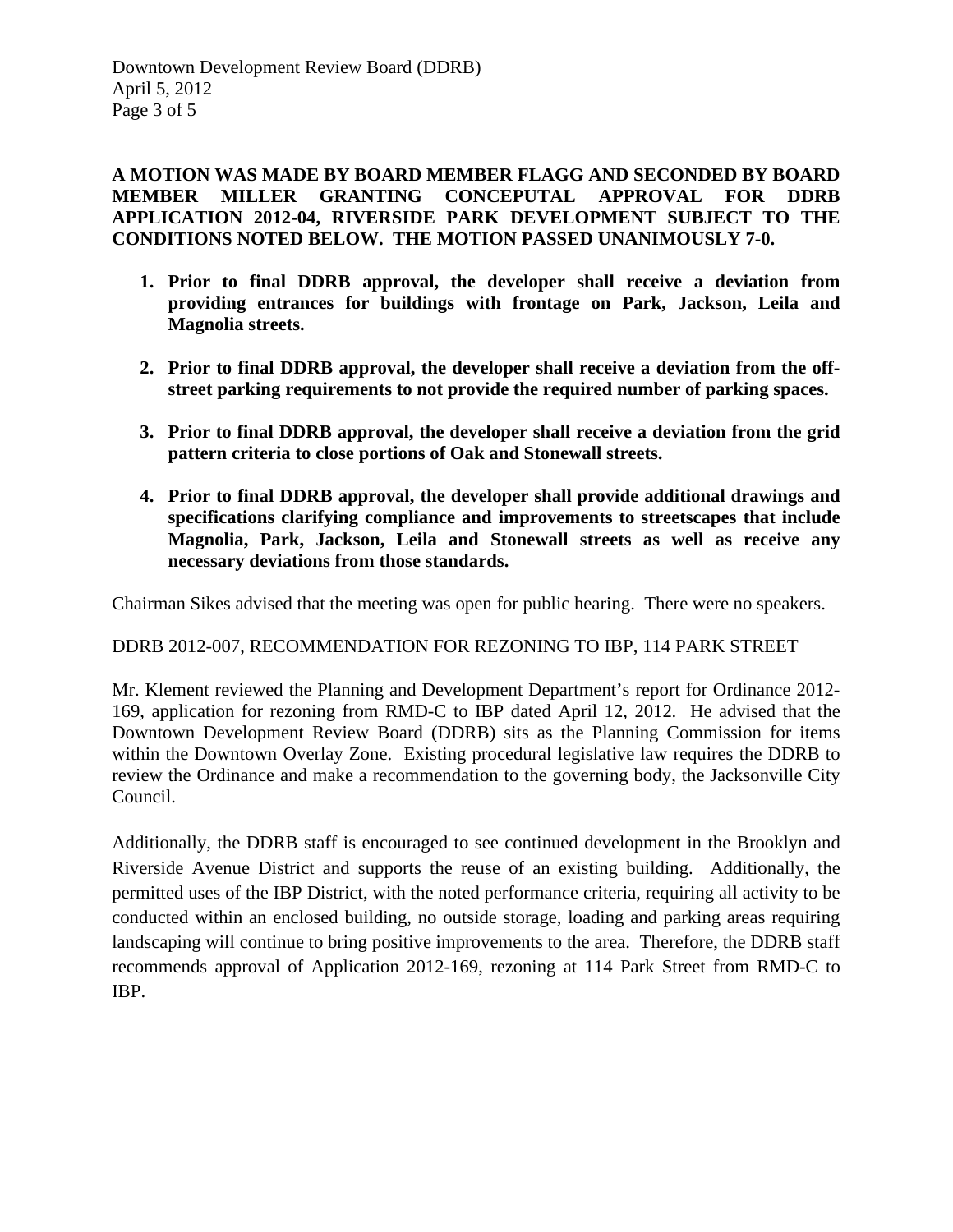**A MOTION WAS MADE BY BOARD MEMBER FLAGG AND SECONDED BY BOARD MEMBER MILLER GRANTING CONCEPUTAL APPROVAL FOR DDRB APPLICATION 2012-04, RIVERSIDE PARK DEVELOPMENT SUBJECT TO THE CONDITIONS NOTED BELOW. THE MOTION PASSED UNANIMOUSLY 7-0.**

1. **Prior to final DDRB approval, the developer shall receive a deviation from providing entrances for buildings with frontage on Park, Jackson, Leila and Magnolia streets.**

2. **Prior to final DDRB approval, the developer shall receive a deviation from the off-street parking requirements to not provide the required number of parking spaces.**

3. **Prior to final DDRB approval, the developer shall receive a deviation from the grid pattern criteria to close portions of Oak and Stonewall streets.**

4. **Prior to final DDRB approval, the developer shall provide additional drawings and specifications clarifying compliance and improvements to streetscapes that include Magnolia, Park, Jackson, Leila and Stonewall streets as well as receive any necessary deviations from those standards.**

Chairman Sikes advised that the meeting was open for public hearing. There were no speakers.

DDRB 2012-007, RECOMMENDATION FOR REZONING TO IBP, 114 PARK STREET

Mr. Klement reviewed the Planning and Development Department's report for Ordinance 2012-169, application for rezoning from RMD-C to IBP dated April 12, 2012. He advised that the Downtown Development Review Board (DDRB) sits as the Planning Commission for items within the Downtown Overlay Zone. Existing procedural legislative law requires the DDRB to review the Ordinance and make a recommendation to the governing body, the Jacksonville City Council.

Additionally, the DDRB staff is encouraged to see continued development in the Brooklyn and Riverside Avenue District and supports the reuse of an existing building. Additionally, the permitted uses of the IBP District, with the noted performance criteria, requiring all activity to be conducted within an enclosed building, no outside storage, loading and parking areas requiring landscaping will continue to bring positive improvements to the area. Therefore, the DDRB staff recommends approval of Application 2012-169, rezoning at 114 Park Street from RMD-C to IBP.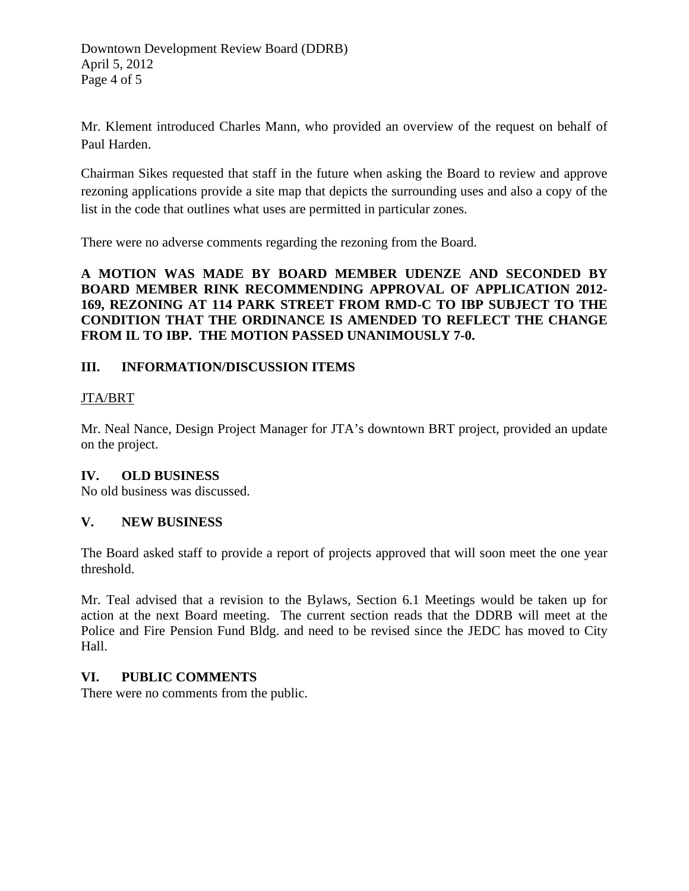Mr. Klement introduced Charles Mann, who provided an overview of the request on behalf of Paul Harden.

Chairman Sikes requested that staff in the future when asking the Board to review and approve rezoning applications provide a site map that depicts the surrounding uses and also a copy of the list in the code that outlines what uses are permitted in particular zones.

There were no adverse comments regarding the rezoning from the Board.

**A MOTION WAS MADE BY BOARD MEMBER UDENZE AND SECONDED BY BOARD MEMBER RINK RECOMMENDING APPROVAL OF APPLICATION 2012-169, REZONING AT 114 PARK STREET FROM RMD-C TO IBP SUBJECT TO THE CONDITION THAT THE ORDINANCE IS AMENDED TO REFLECT THE CHANGE FROM IL TO IBP. THE MOTION PASSED UNANIMOUSLY 7-0.**

## III. INFORMATION/DISCUSSION ITEMS

JTA/BRT

Mr. Neal Nance, Design Project Manager for JTA's downtown BRT project, provided an update on the project.

## IV. OLD BUSINESS

No old business was discussed.

## V. NEW BUSINESS

The Board asked staff to provide a report of projects approved that will soon meet the one year threshold.

Mr. Teal advised that a revision to the Bylaws, Section 6.1 Meetings would be taken up for action at the next Board meeting. The current section reads that the DDRB will meet at the Police and Fire Pension Fund Bldg. and need to be revised since the JEDC has moved to City Hall.

## VI. PUBLIC COMMENTS

There were no comments from the public.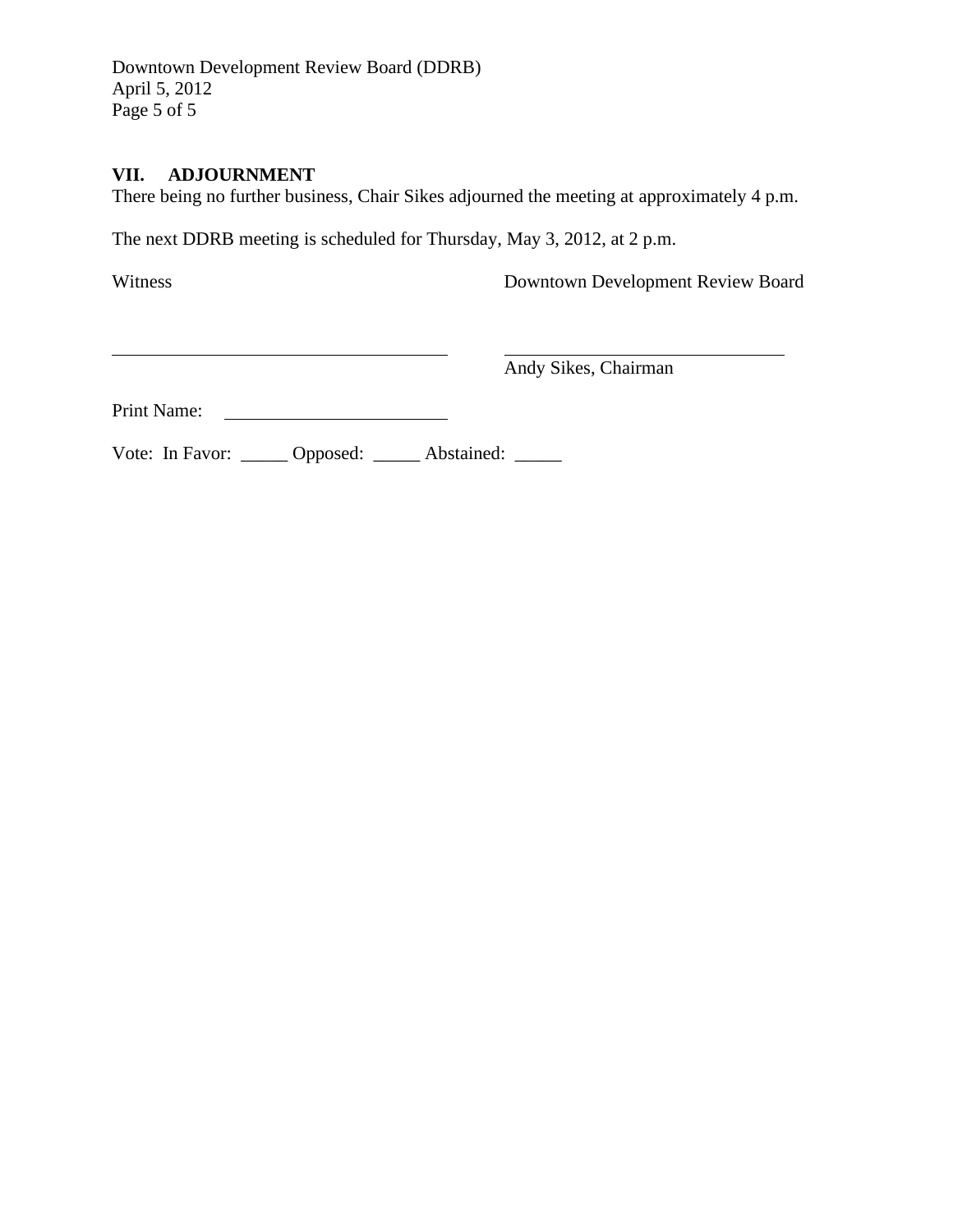## VII. ADJOURNMENT

There being no further business, Chair Sikes adjourned the meeting at approximately 4 p.m.

The next DDRB meeting is scheduled for Thursday, May 3, 2012, at 2 p.m.

Witness

Downtown Development Review Board

\_\_\_\_\_\_\_\_\_\_\_\_\_\_\_\_\_\_\_\_\_\_\_\_\_\_\_\_\_\_\_\_\_\_\_\_

\_\_\_\_\_\_\_\_\_\_\_\_\_\_\_\_\_\_\_\_\_\_\_\_\_\_\_\_\_\_\_\_\_\_\_\_

Andy Sikes, Chairman

Print Name: \_\_\_\_\_\_\_\_\_\_\_\_\_\_\_\_\_\_\_\_\_\_\_\_

Vote: In Favor: _____ Opposed: _____ Abstained: _____